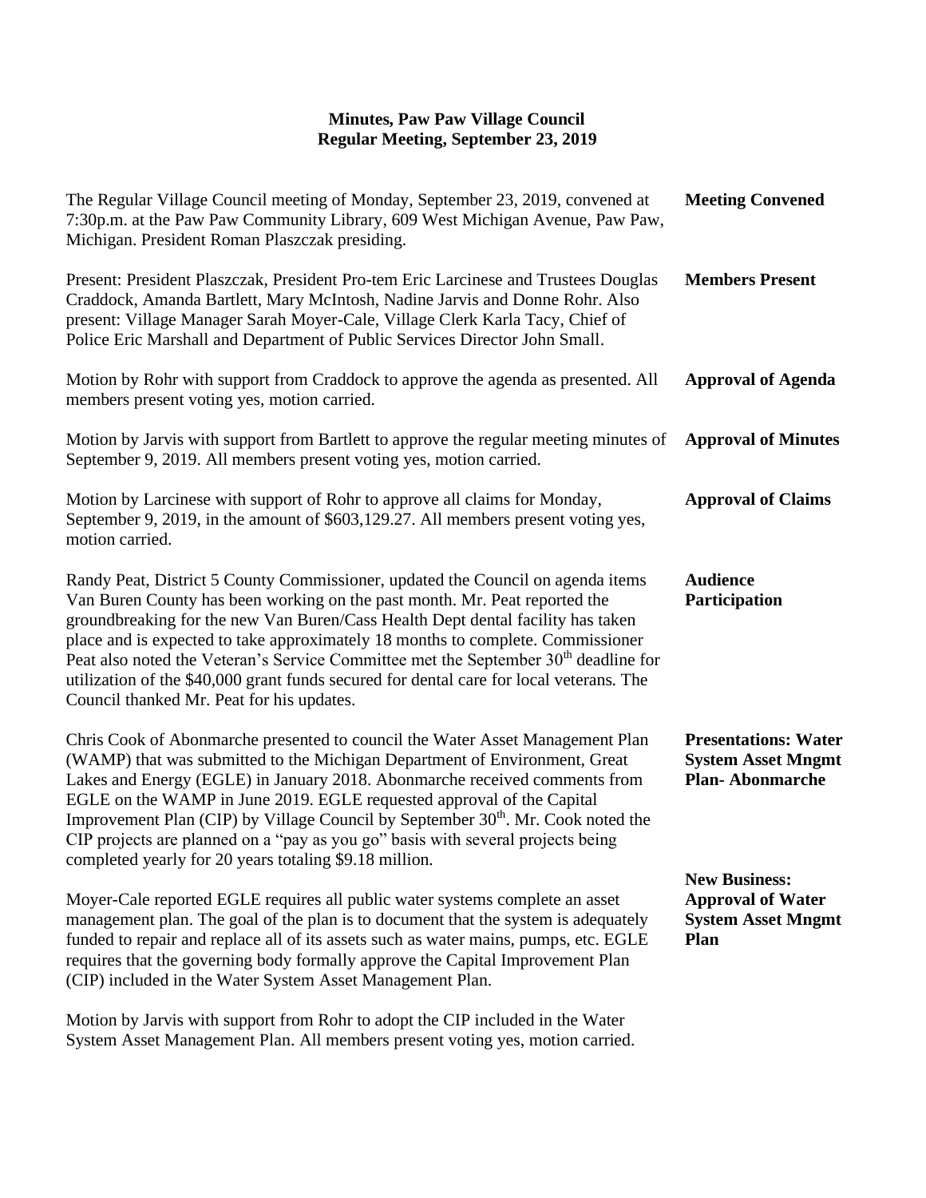# Minutes, Paw Paw Village Council
## Regular Meeting, September 23, 2019

**Meeting Convened**

The Regular Village Council meeting of Monday, September 23, 2019, convened at 7:30p.m. at the Paw Paw Community Library, 609 West Michigan Avenue, Paw Paw, Michigan. President Roman Plaszczak presiding.

**Members Present**

Present: President Plaszczak, President Pro-tem Eric Larcinese and Trustees Douglas Craddock, Amanda Bartlett, Mary McIntosh, Nadine Jarvis and Donne Rohr. Also present: Village Manager Sarah Moyer-Cale, Village Clerk Karla Tacy, Chief of Police Eric Marshall and Department of Public Services Director John Small.

**Approval of Agenda**

Motion by Rohr with support from Craddock to approve the agenda as presented. All members present voting yes, motion carried.

**Approval of Minutes**

Motion by Jarvis with support from Bartlett to approve the regular meeting minutes of September 9, 2019. All members present voting yes, motion carried.

**Approval of Claims**

Motion by Larcinese with support of Rohr to approve all claims for Monday, September 9, 2019, in the amount of $603,129.27. All members present voting yes, motion carried.

**Audience Participation**

Randy Peat, District 5 County Commissioner, updated the Council on agenda items Van Buren County has been working on the past month. Mr. Peat reported the groundbreaking for the new Van Buren/Cass Health Dept dental facility has taken place and is expected to take approximately 18 months to complete. Commissioner Peat also noted the Veteran's Service Committee met the September 30th deadline for utilization of the $40,000 grant funds secured for dental care for local veterans. The Council thanked Mr. Peat for his updates.

**Presentations: Water System Asset Mngmt Plan- Abonmarche**

Chris Cook of Abonmarche presented to council the Water Asset Management Plan (WAMP) that was submitted to the Michigan Department of Environment, Great Lakes and Energy (EGLE) in January 2018. Abonmarche received comments from EGLE on the WAMP in June 2019. EGLE requested approval of the Capital Improvement Plan (CIP) by Village Council by September 30th. Mr. Cook noted the CIP projects are planned on a "pay as you go" basis with several projects being completed yearly for 20 years totaling $9.18 million.

**New Business: Approval of Water System Asset Mngmt Plan**

Moyer-Cale reported EGLE requires all public water systems complete an asset management plan. The goal of the plan is to document that the system is adequately funded to repair and replace all of its assets such as water mains, pumps, etc. EGLE requires that the governing body formally approve the Capital Improvement Plan (CIP) included in the Water System Asset Management Plan.

Motion by Jarvis with support from Rohr to adopt the CIP included in the Water System Asset Management Plan. All members present voting yes, motion carried.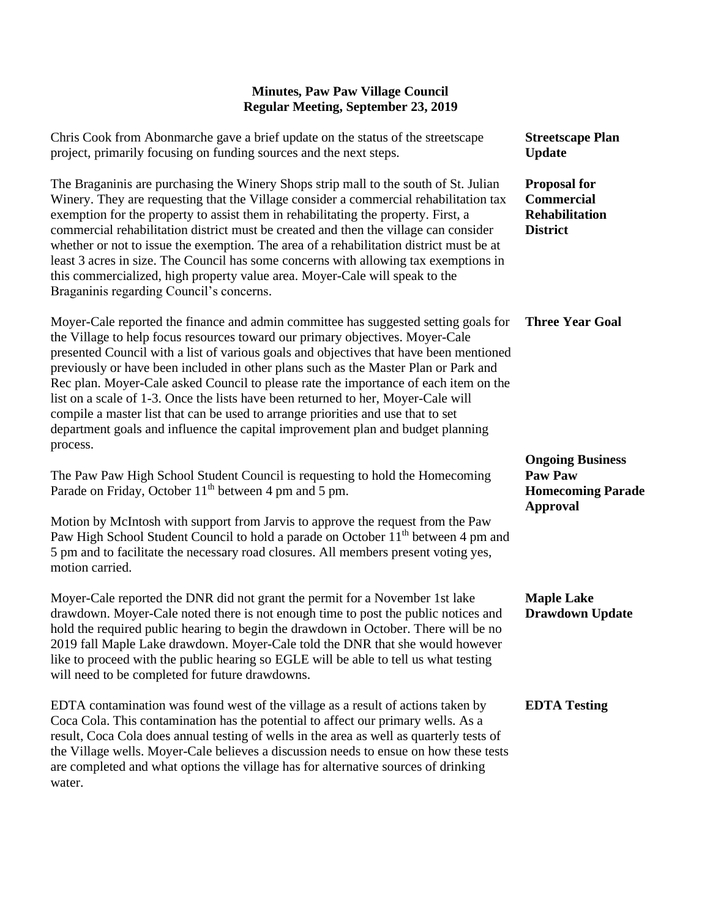**Minutes, Paw Paw Village Council**
**Regular Meeting, September 23, 2019**

**Streetscape Plan Update**

Chris Cook from Abonmarche gave a brief update on the status of the streetscape project, primarily focusing on funding sources and the next steps.

**Proposal for Commercial Rehabilitation District**

The Braganinis are purchasing the Winery Shops strip mall to the south of St. Julian Winery. They are requesting that the Village consider a commercial rehabilitation tax exemption for the property to assist them in rehabilitating the property. First, a commercial rehabilitation district must be created and then the village can consider whether or not to issue the exemption. The area of a rehabilitation district must be at least 3 acres in size. The Council has some concerns with allowing tax exemptions in this commercialized, high property value area. Moyer-Cale will speak to the Braganinis regarding Council's concerns.

**Three Year Goal**

Moyer-Cale reported the finance and admin committee has suggested setting goals for the Village to help focus resources toward our primary objectives. Moyer-Cale presented Council with a list of various goals and objectives that have been mentioned previously or have been included in other plans such as the Master Plan or Park and Rec plan. Moyer-Cale asked Council to please rate the importance of each item on the list on a scale of 1-3. Once the lists have been returned to her, Moyer-Cale will compile a master list that can be used to arrange priorities and use that to set department goals and influence the capital improvement plan and budget planning process.

**Ongoing Business**

**Paw Paw Homecoming Parade Approval**

The Paw Paw High School Student Council is requesting to hold the Homecoming Parade on Friday, October 11th between 4 pm and 5 pm.

Motion by McIntosh with support from Jarvis to approve the request from the Paw Paw High School Student Council to hold a parade on October 11th between 4 pm and 5 pm and to facilitate the necessary road closures. All members present voting yes, motion carried.

**Maple Lake Drawdown Update**

Moyer-Cale reported the DNR did not grant the permit for a November 1st lake drawdown. Moyer-Cale noted there is not enough time to post the public notices and hold the required public hearing to begin the drawdown in October. There will be no 2019 fall Maple Lake drawdown. Moyer-Cale told the DNR that she would however like to proceed with the public hearing so EGLE will be able to tell us what testing will need to be completed for future drawdowns.

**EDTA Testing**

EDTA contamination was found west of the village as a result of actions taken by Coca Cola. This contamination has the potential to affect our primary wells. As a result, Coca Cola does annual testing of wells in the area as well as quarterly tests of the Village wells. Moyer-Cale believes a discussion needs to ensue on how these tests are completed and what options the village has for alternative sources of drinking water.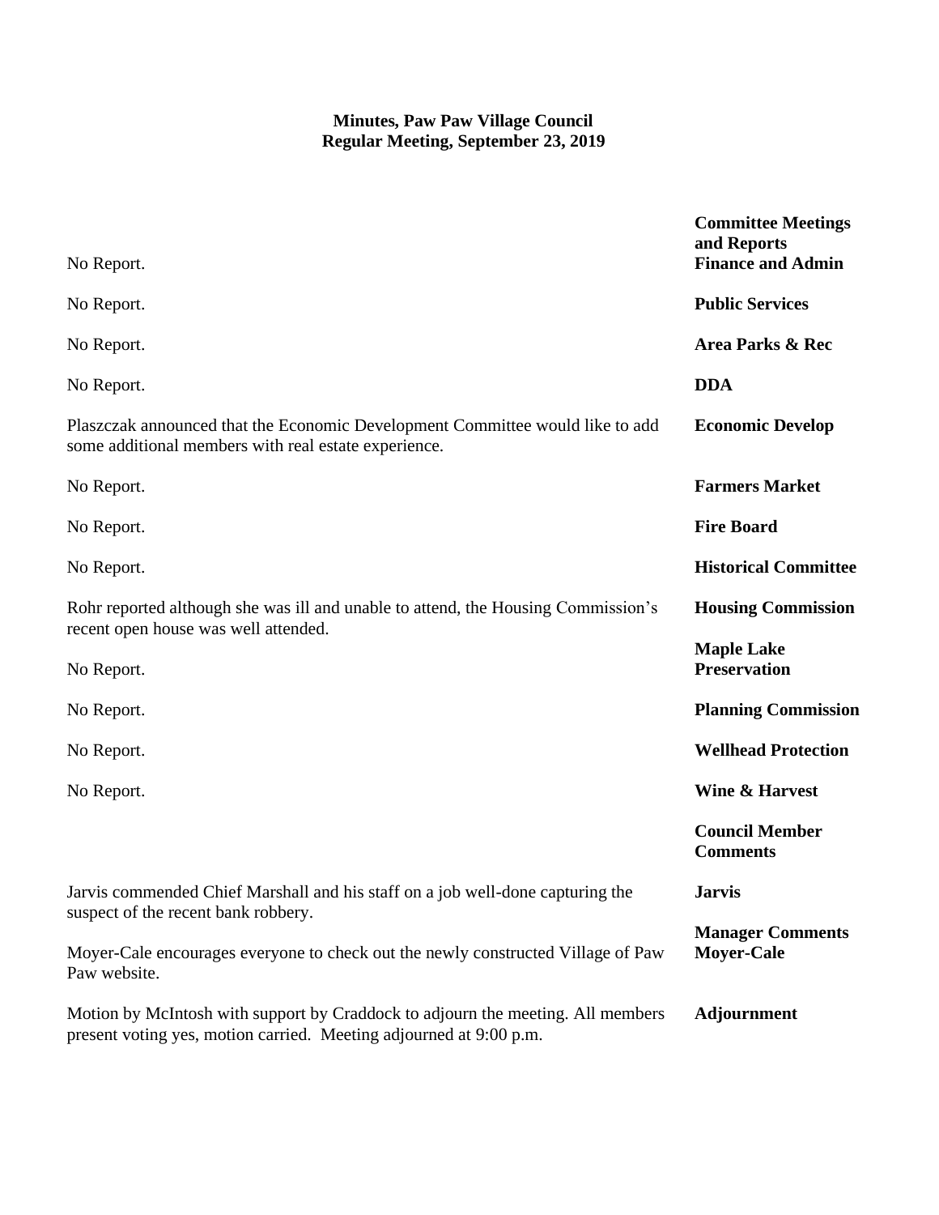**Minutes, Paw Paw Village Council**
**Regular Meeting, September 23, 2019**

**Committee Meetings and Reports**

**Finance and Admin**
No Report.

**Public Services**
No Report.

**Area Parks & Rec**
No Report.

**DDA**
No Report.

**Economic Develop**
Plaszczak announced that the Economic Development Committee would like to add some additional members with real estate experience.

**Farmers Market**
No Report.

**Fire Board**
No Report.

**Historical Committee**
No Report.

**Housing Commission**
Rohr reported although she was ill and unable to attend, the Housing Commission's recent open house was well attended.

**Maple Lake Preservation**
No Report.

**Planning Commission**
No Report.

**Wellhead Protection**
No Report.

**Wine & Harvest**
No Report.

**Council Member Comments**

**Jarvis**
Jarvis commended Chief Marshall and his staff on a job well-done capturing the suspect of the recent bank robbery.

**Manager Comments**
**Moyer-Cale**
Moyer-Cale encourages everyone to check out the newly constructed Village of Paw Paw website.

**Adjournment**
Motion by McIntosh with support by Craddock to adjourn the meeting. All members present voting yes, motion carried. Meeting adjourned at 9:00 p.m.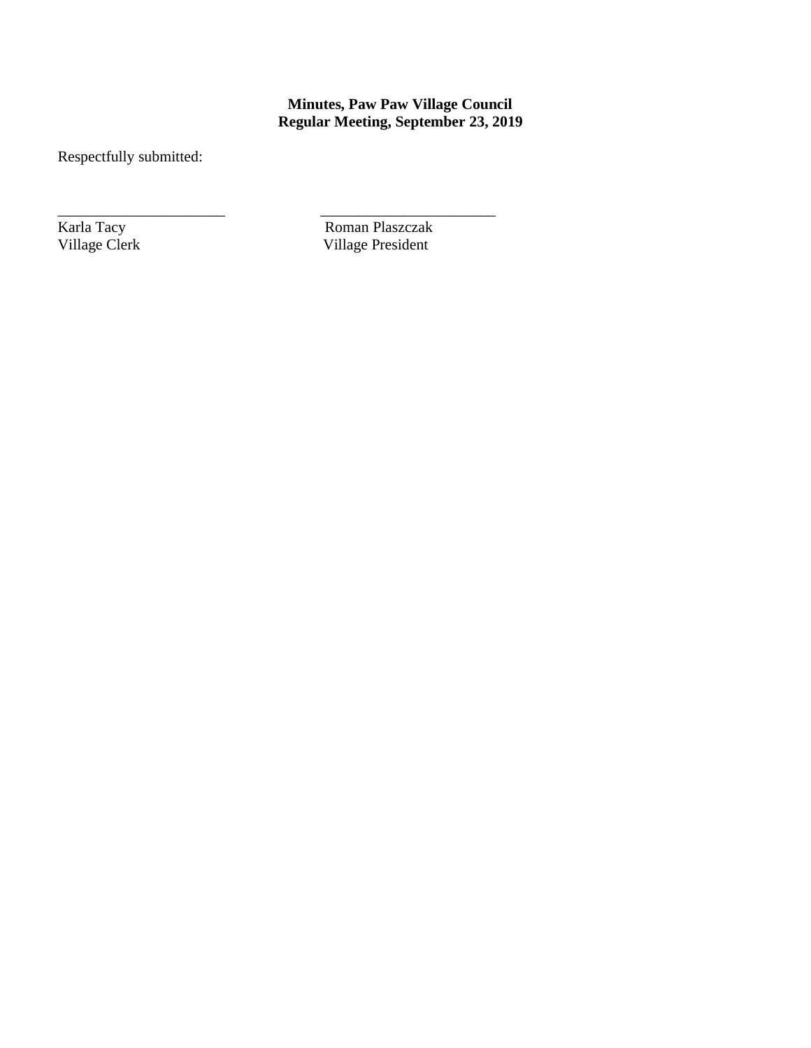**Minutes, Paw Paw Village Council**
**Regular Meeting, September 23, 2019**

Respectfully submitted:

| | |
|---|---|
| ______________________ | ______________________ |
| Karla Tacy | Roman Plaszczak |
| Village Clerk | Village President |